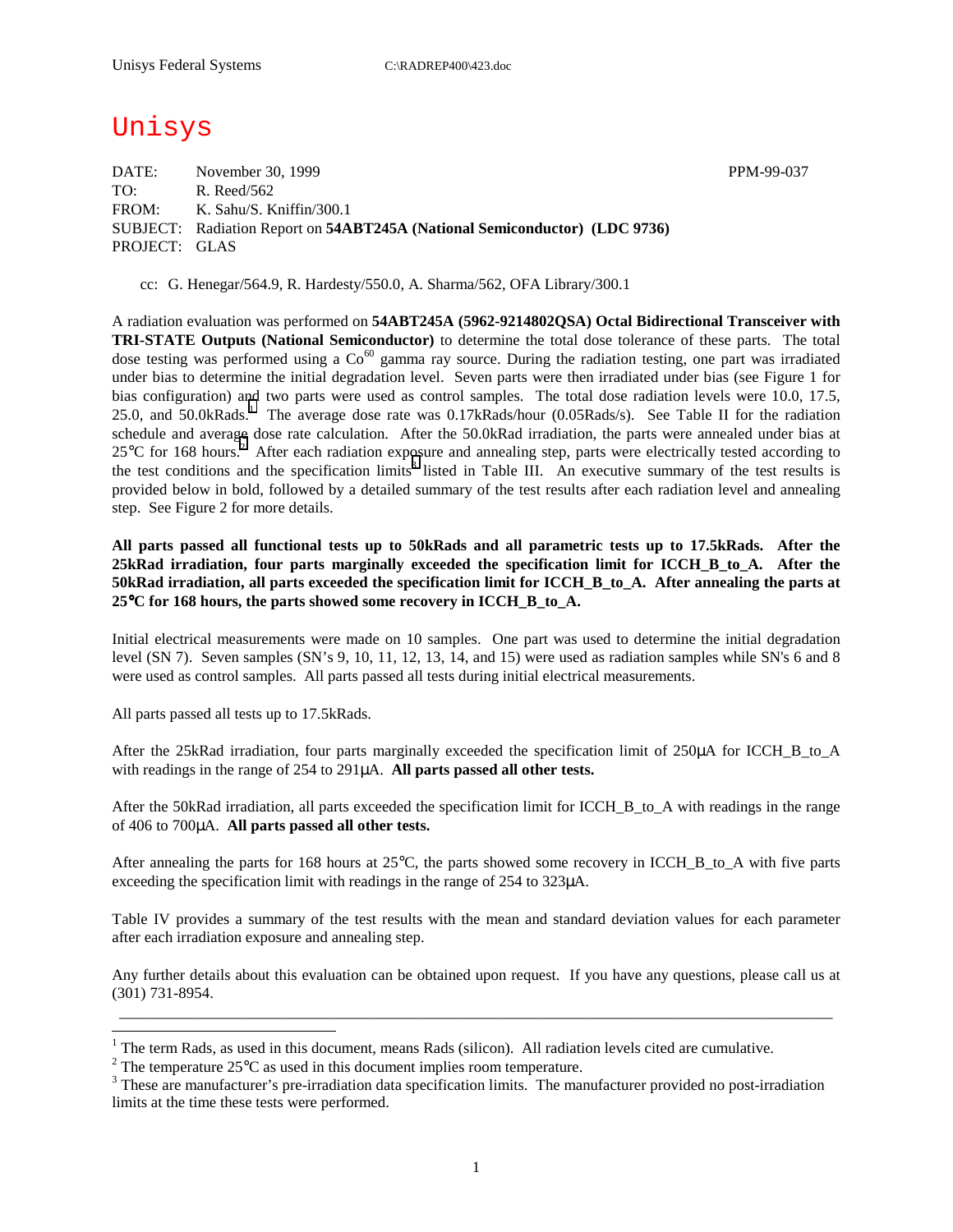Unisys Federal Systems C:\RADREP400\423.doc

# Unisys

DATE: November 30, 1999 PPM-99-037
TO: R. Reed/562
FROM: K. Sahu/S. Kniffin/300.1
SUBJECT: Radiation Report on **54ABT245A (National Semiconductor) (LDC 9736)**
PROJECT: GLAS

cc: G. Henegar/564.9, R. Hardesty/550.0, A. Sharma/562, OFA Library/300.1

A radiation evaluation was performed on **54ABT245A (5962-9214802QSA) Octal Bidirectional Transceiver with TRI-STATE Outputs (National Semiconductor)** to determine the total dose tolerance of these parts. The total dose testing was performed using a $Co^{60}$ gamma ray source. During the radiation testing, one part was irradiated under bias to determine the initial degradation level. Seven parts were then irradiated under bias (see Figure 1 for bias configuration) and two parts were used as control samples. The total dose radiation levels were 10.0, 17.5, 25.0, and 50.0kRads.[1] The average dose rate was 0.17kRads/hour (0.05Rads/s). See Table II for the radiation schedule and average dose rate calculation. After the 50.0kRad irradiation, the parts were annealed under bias at 25°C for 168 hours.[2] After each radiation exposure and annealing step, parts were electrically tested according to the test conditions and the specification limits[3] listed in Table III. An executive summary of the test results is provided below in bold, followed by a detailed summary of the test results after each radiation level and annealing step. See Figure 2 for more details.

**All parts passed all functional tests up to 50kRads and all parametric tests up to 17.5kRads. After the 25kRad irradiation, four parts marginally exceeded the specification limit for ICCH_B_to_A. After the 50kRad irradiation, all parts exceeded the specification limit for ICCH_B_to_A. After annealing the parts at 25°C for 168 hours, the parts showed some recovery in ICCH_B_to_A.**

Initial electrical measurements were made on 10 samples. One part was used to determine the initial degradation level (SN 7). Seven samples (SN's 9, 10, 11, 12, 13, 14, and 15) were used as radiation samples while SN's 6 and 8 were used as control samples. All parts passed all tests during initial electrical measurements.

All parts passed all tests up to 17.5kRads.

After the 25kRad irradiation, four parts marginally exceeded the specification limit of 250µA for ICCH_B_to_A with readings in the range of 254 to 291µA. **All parts passed all other tests.**

After the 50kRad irradiation, all parts exceeded the specification limit for ICCH_B_to_A with readings in the range of 406 to 700µA. **All parts passed all other tests.**

After annealing the parts for 168 hours at 25°C, the parts showed some recovery in ICCH_B_to_A with five parts exceeding the specification limit with readings in the range of 254 to 323µA.

Table IV provides a summary of the test results with the mean and standard deviation values for each parameter after each irradiation exposure and annealing step.

Any further details about this evaluation can be obtained upon request. If you have any questions, please call us at (301) 731-8954.

---

[1] The term Rads, as used in this document, means Rads (silicon). All radiation levels cited are cumulative.
[2] The temperature 25°C as used in this document implies room temperature.
[3] These are manufacturer's pre-irradiation data specification limits. The manufacturer provided no post-irradiation limits at the time these tests were performed.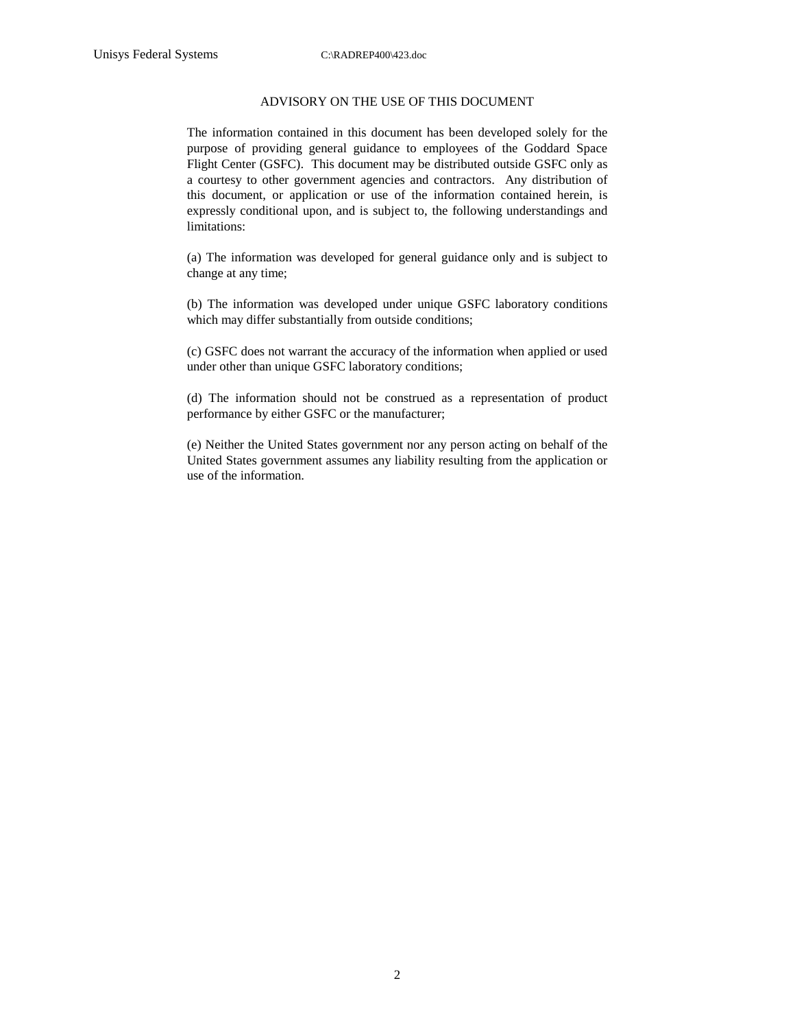## ADVISORY ON THE USE OF THIS DOCUMENT

The information contained in this document has been developed solely for the purpose of providing general guidance to employees of the Goddard Space Flight Center (GSFC). This document may be distributed outside GSFC only as a courtesy to other government agencies and contractors. Any distribution of this document, or application or use of the information contained herein, is expressly conditional upon, and is subject to, the following understandings and limitations:

(a) The information was developed for general guidance only and is subject to change at any time;

(b) The information was developed under unique GSFC laboratory conditions which may differ substantially from outside conditions;

(c) GSFC does not warrant the accuracy of the information when applied or used under other than unique GSFC laboratory conditions;

(d) The information should not be construed as a representation of product performance by either GSFC or the manufacturer;

(e) Neither the United States government nor any person acting on behalf of the United States government assumes any liability resulting from the application or use of the information.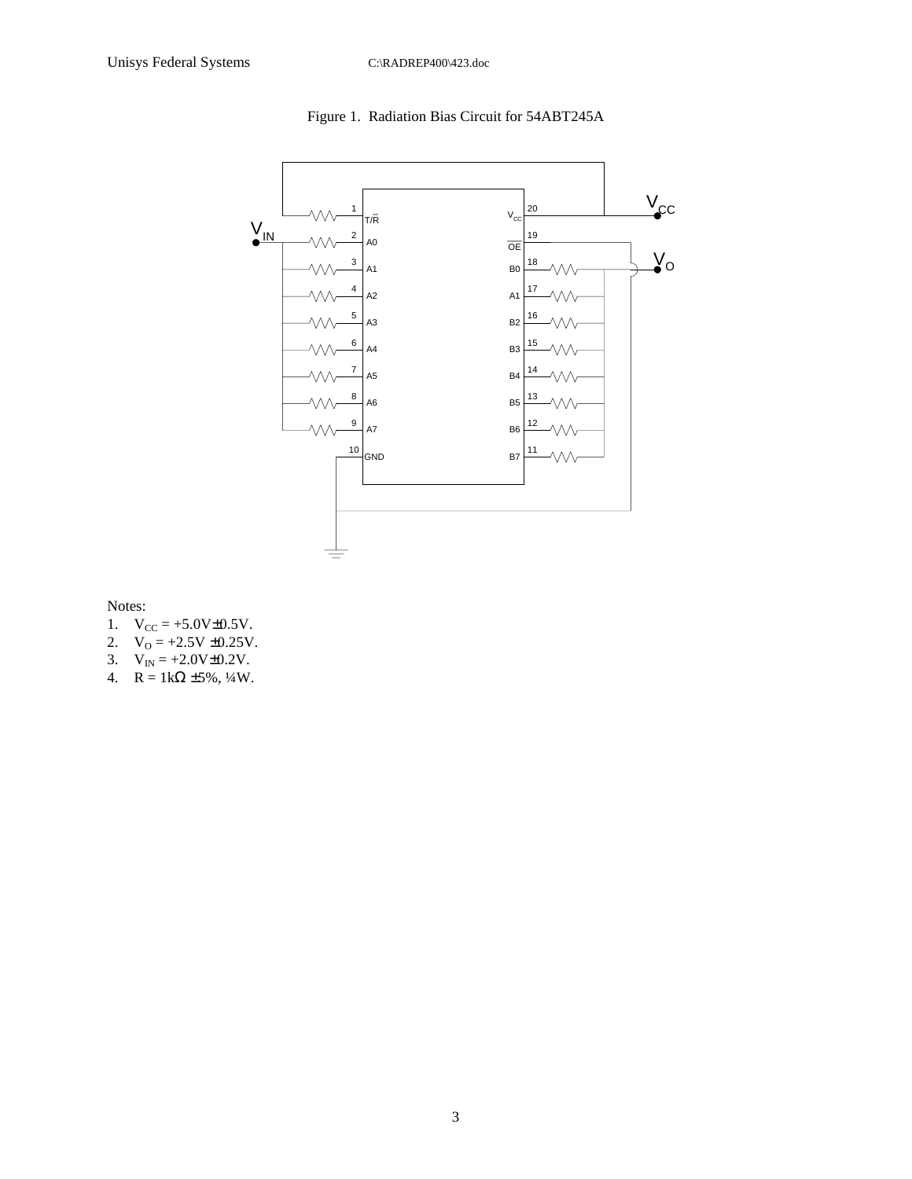Figure 1. Radiation Bias Circuit for 54ABT245A

Notes:

1. $V_{CC}$ = +5.0V±0.5V.
2. $V_O$ = +2.5V ±0.25V.
3. $V_{IN}$ = +2.0V±0.2V.
4. R = 1kΩ ±5%, ¼W.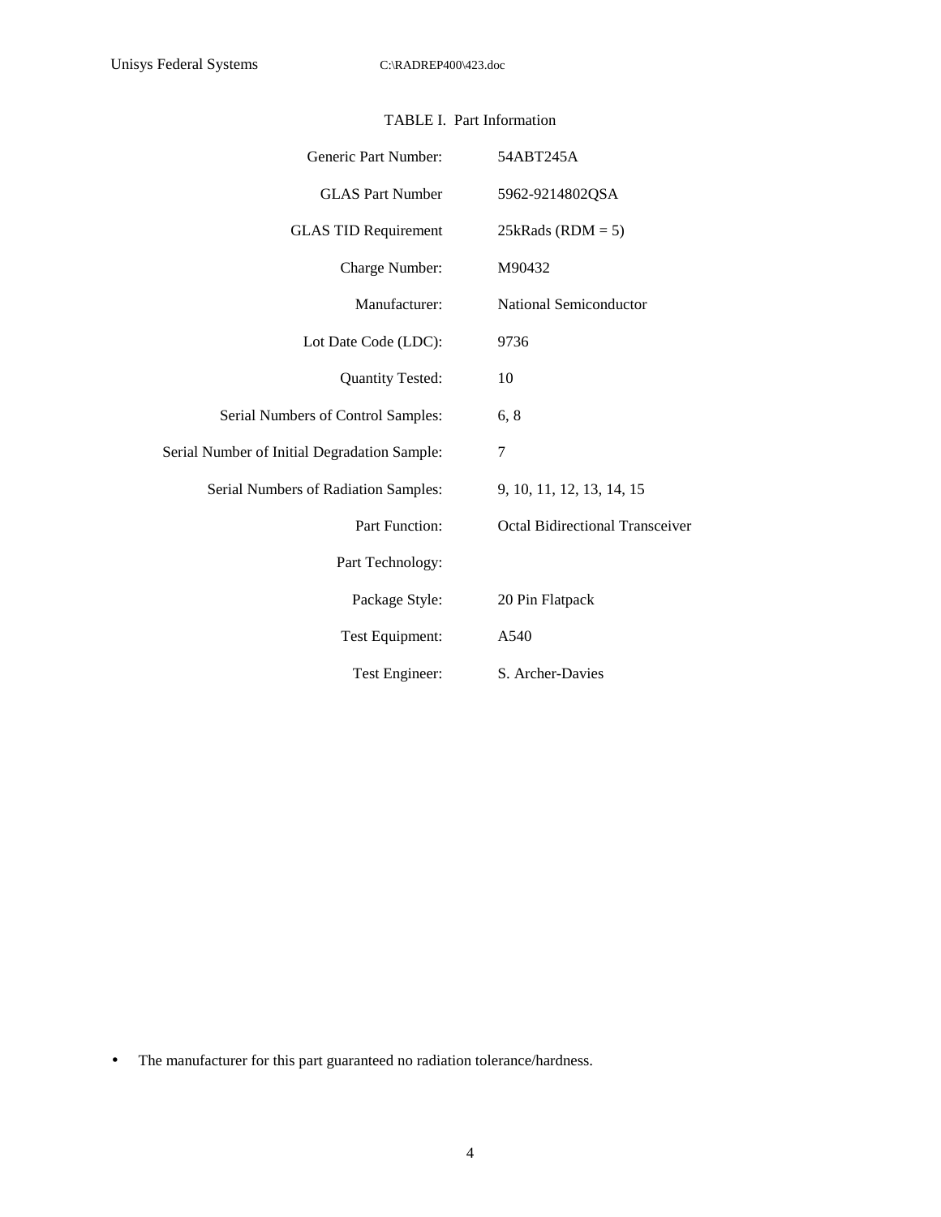TABLE I. Part Information

| | |
|---|---|
| Generic Part Number: | 54ABT245A |
| GLAS Part Number | 5962-9214802QSA |
| GLAS TID Requirement | 25kRads (RDM = 5) |
| Charge Number: | M90432 |
| Manufacturer: | National Semiconductor |
| Lot Date Code (LDC): | 9736 |
| Quantity Tested: | 10 |
| Serial Numbers of Control Samples: | 6, 8 |
| Serial Number of Initial Degradation Sample: | 7 |
| Serial Numbers of Radiation Samples: | 9, 10, 11, 12, 13, 14, 15 |
| Part Function: | Octal Bidirectional Transceiver |
| Part Technology: | |
| Package Style: | 20 Pin Flatpack |
| Test Equipment: | A540 |
| Test Engineer: | S. Archer-Davies |

- The manufacturer for this part guaranteed no radiation tolerance/hardness.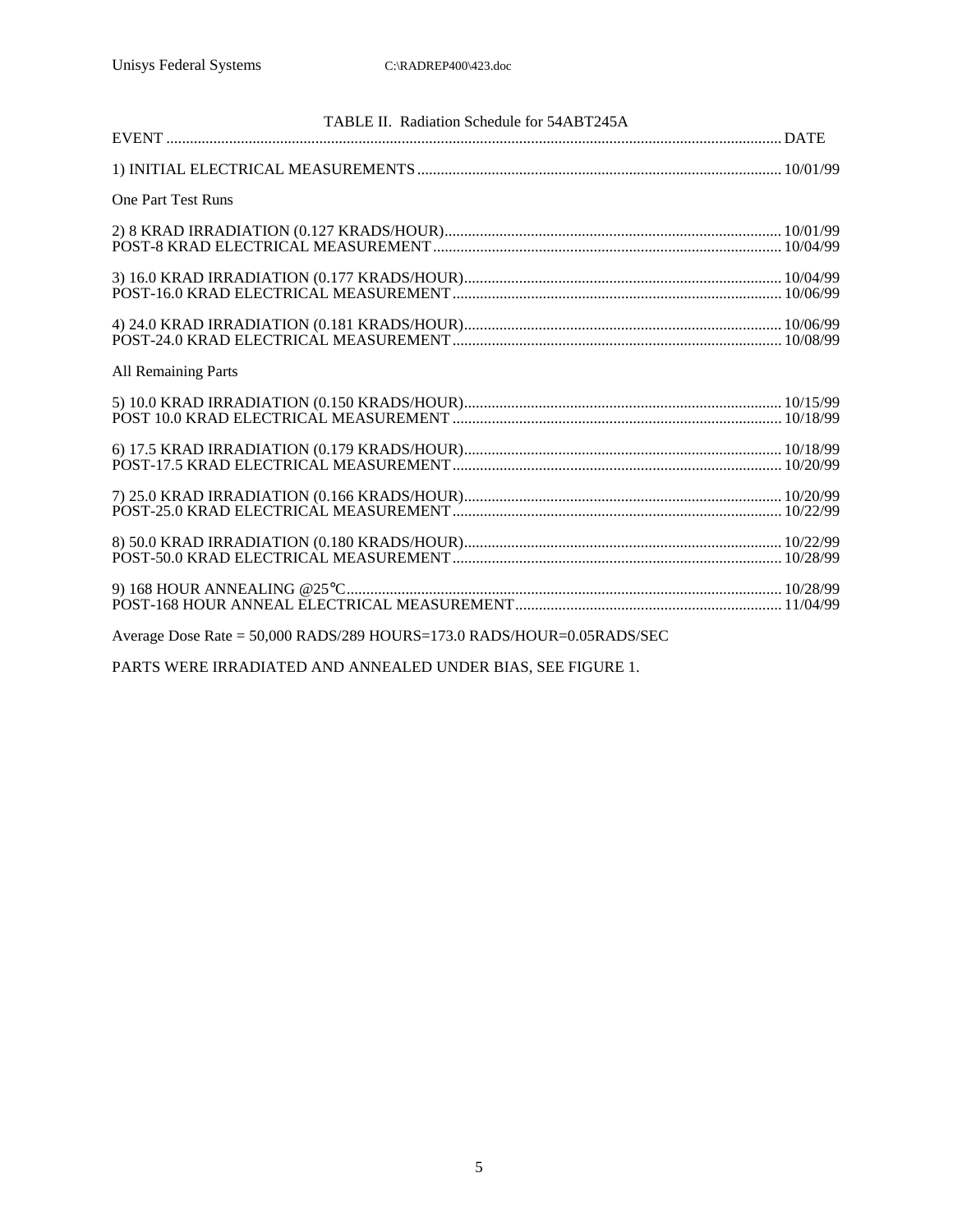TABLE II. Radiation Schedule for 54ABT245A

| EVENT | DATE |
|---|---|
| 1) INITIAL ELECTRICAL MEASUREMENTS | 10/01/99 |
| **One Part Test Runs** | |
| 2) 8 KRAD IRRADIATION (0.127 KRADS/HOUR) | 10/01/99 |
| POST-8 KRAD ELECTRICAL MEASUREMENT | 10/04/99 |
| 3) 16.0 KRAD IRRADIATION (0.177 KRADS/HOUR) | 10/04/99 |
| POST-16.0 KRAD ELECTRICAL MEASUREMENT | 10/06/99 |
| 4) 24.0 KRAD IRRADIATION (0.181 KRADS/HOUR) | 10/06/99 |
| POST-24.0 KRAD ELECTRICAL MEASUREMENT | 10/08/99 |
| **All Remaining Parts** | |
| 5) 10.0 KRAD IRRADIATION (0.150 KRADS/HOUR) | 10/15/99 |
| POST 10.0 KRAD ELECTRICAL MEASUREMENT | 10/18/99 |
| 6) 17.5 KRAD IRRADIATION (0.179 KRADS/HOUR) | 10/18/99 |
| POST-17.5 KRAD ELECTRICAL MEASUREMENT | 10/20/99 |
| 7) 25.0 KRAD IRRADIATION (0.166 KRADS/HOUR) | 10/20/99 |
| POST-25.0 KRAD ELECTRICAL MEASUREMENT | 10/22/99 |
| 8) 50.0 KRAD IRRADIATION (0.180 KRADS/HOUR) | 10/22/99 |
| POST-50.0 KRAD ELECTRICAL MEASUREMENT | 10/28/99 |
| 9) 168 HOUR ANNEALING @25°C | 10/28/99 |
| POST-168 HOUR ANNEAL ELECTRICAL MEASUREMENT | 11/04/99 |

Average Dose Rate = 50,000 RADS/289 HOURS=173.0 RADS/HOUR=0.05RADS/SEC

PARTS WERE IRRADIATED AND ANNEALED UNDER BIAS, SEE FIGURE 1.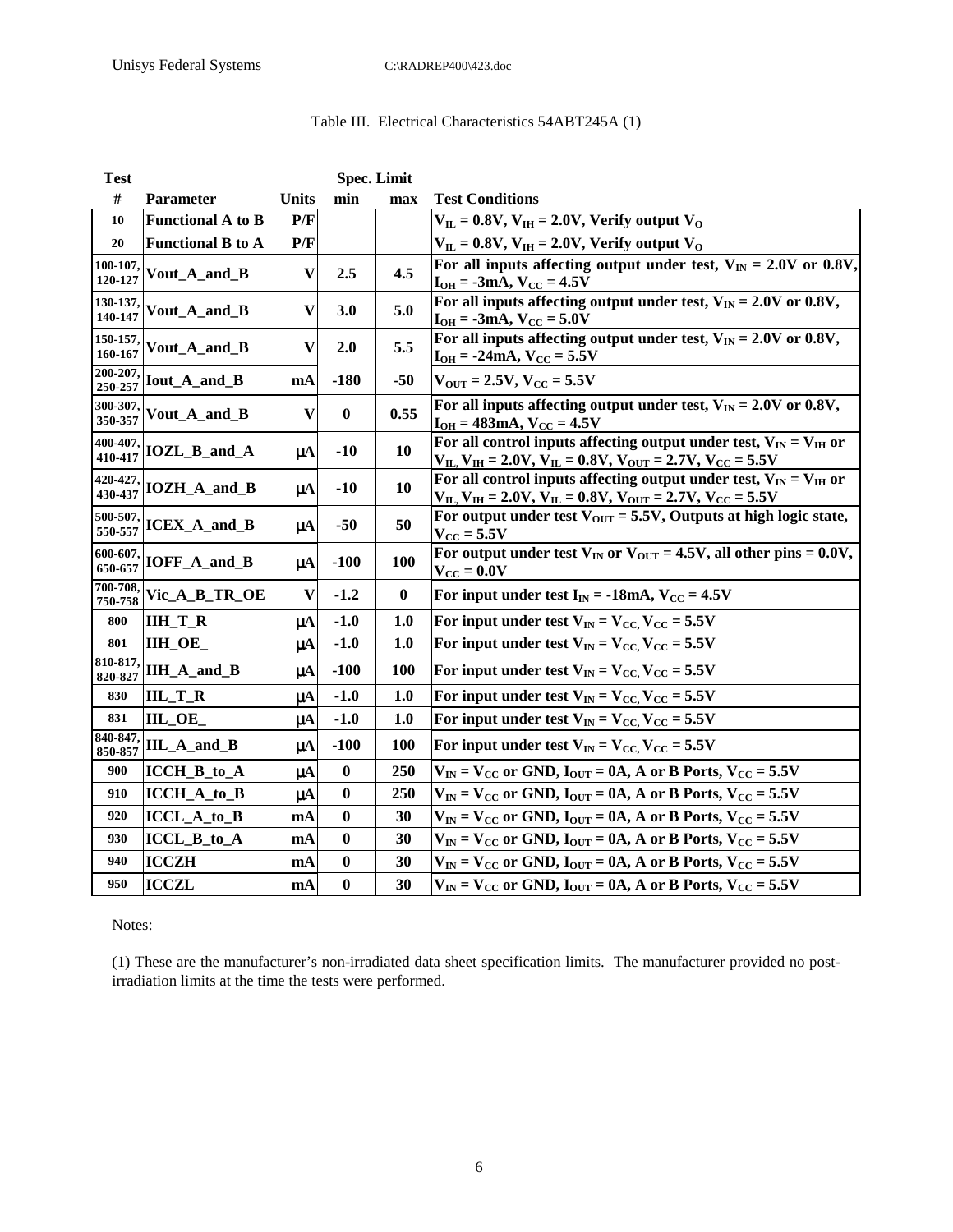Table III. Electrical Characteristics 54ABT245A (1)

| Test # | Parameter | Units | Spec. Limit min | Spec. Limit max | Test Conditions |
|---|---|---|---|---|---|
| 10 | Functional A to B | P/F | | | $V_{IL}$ = 0.8V, $V_{IH}$ = 2.0V, Verify output $V_O$ |
| 20 | Functional B to A | P/F | | | $V_{IL}$ = 0.8V, $V_{IH}$ = 2.0V, Verify output $V_O$ |
| 100-107, 120-127 | Vout_A_and_B | V | 2.5 | 4.5 | For all inputs affecting output under test, $V_{IN}$ = 2.0V or 0.8V, $I_{OH}$ = -3mA, $V_{CC}$ = 4.5V |
| 130-137, 140-147 | Vout_A_and_B | V | 3.0 | 5.0 | For all inputs affecting output under test, $V_{IN}$ = 2.0V or 0.8V, $I_{OH}$ = -3mA, $V_{CC}$ = 5.0V |
| 150-157, 160-167 | Vout_A_and_B | V | 2.0 | 5.5 | For all inputs affecting output under test, $V_{IN}$ = 2.0V or 0.8V, $I_{OH}$ = -24mA, $V_{CC}$ = 5.5V |
| 200-207, 250-257 | Iout_A_and_B | mA | -180 | -50 | $V_{OUT}$ = 2.5V, $V_{CC}$ = 5.5V |
| 300-307, 350-357 | Vout_A_and_B | V | 0 | 0.55 | For all inputs affecting output under test, $V_{IN}$ = 2.0V or 0.8V, $I_{OH}$ = 483mA, $V_{CC}$ = 4.5V |
| 400-407, 410-417 | IOZL_B_and_A | μA | -10 | 10 | For all control inputs affecting output under test, $V_{IN}$ = $V_{IH}$ or $V_{IL}$, $V_{IH}$ = 2.0V, $V_{IL}$ = 0.8V, $V_{OUT}$ = 2.7V, $V_{CC}$ = 5.5V |
| 420-427, 430-437 | IOZH_A_and_B | μA | -10 | 10 | For all control inputs affecting output under test, $V_{IN}$ = $V_{IH}$ or $V_{IL}$, $V_{IH}$ = 2.0V, $V_{IL}$ = 0.8V, $V_{OUT}$ = 2.7V, $V_{CC}$ = 5.5V |
| 500-507, 550-557 | ICEX_A_and_B | μA | -50 | 50 | For output under test $V_{OUT}$ = 5.5V, Outputs at high logic state, $V_{CC}$ = 5.5V |
| 600-607, 650-657 | IOFF_A_and_B | μA | -100 | 100 | For output under test $V_{IN}$ or $V_{OUT}$ = 4.5V, all other pins = 0.0V, $V_{CC}$ = 0.0V |
| 700-708, 750-758 | Vic_A_B_TR_OE | V | -1.2 | 0 | For input under test $I_{IN}$ = -18mA, $V_{CC}$ = 4.5V |
| 800 | IIH_T_R | μA | -1.0 | 1.0 | For input under test $V_{IN}$ = $V_{CC}$, $V_{CC}$ = 5.5V |
| 801 | IIH_OE_ | μA | -1.0 | 1.0 | For input under test $V_{IN}$ = $V_{CC}$, $V_{CC}$ = 5.5V |
| 810-817, 820-827 | IIH_A_and_B | μA | -100 | 100 | For input under test $V_{IN}$ = $V_{CC}$, $V_{CC}$ = 5.5V |
| 830 | IIL_T_R | μA | -1.0 | 1.0 | For input under test $V_{IN}$ = $V_{CC}$, $V_{CC}$ = 5.5V |
| 831 | IIL_OE_ | μA | -1.0 | 1.0 | For input under test $V_{IN}$ = $V_{CC}$, $V_{CC}$ = 5.5V |
| 840-847, 850-857 | IIL_A_and_B | μA | -100 | 100 | For input under test $V_{IN}$ = $V_{CC}$, $V_{CC}$ = 5.5V |
| 900 | ICCH_B_to_A | μA | 0 | 250 | $V_{IN}$ = $V_{CC}$ or GND, $I_{OUT}$ = 0A, A or B Ports, $V_{CC}$ = 5.5V |
| 910 | ICCH_A_to_B | μA | 0 | 250 | $V_{IN}$ = $V_{CC}$ or GND, $I_{OUT}$ = 0A, A or B Ports, $V_{CC}$ = 5.5V |
| 920 | ICCL_A_to_B | mA | 0 | 30 | $V_{IN}$ = $V_{CC}$ or GND, $I_{OUT}$ = 0A, A or B Ports, $V_{CC}$ = 5.5V |
| 930 | ICCL_B_to_A | mA | 0 | 30 | $V_{IN}$ = $V_{CC}$ or GND, $I_{OUT}$ = 0A, A or B Ports, $V_{CC}$ = 5.5V |
| 940 | ICCZH | mA | 0 | 30 | $V_{IN}$ = $V_{CC}$ or GND, $I_{OUT}$ = 0A, A or B Ports, $V_{CC}$ = 5.5V |
| 950 | ICCZL | mA | 0 | 30 | $V_{IN}$ = $V_{CC}$ or GND, $I_{OUT}$ = 0A, A or B Ports, $V_{CC}$ = 5.5V |

Notes:

(1) These are the manufacturer's non-irradiated data sheet specification limits. The manufacturer provided no post-irradiation limits at the time the tests were performed.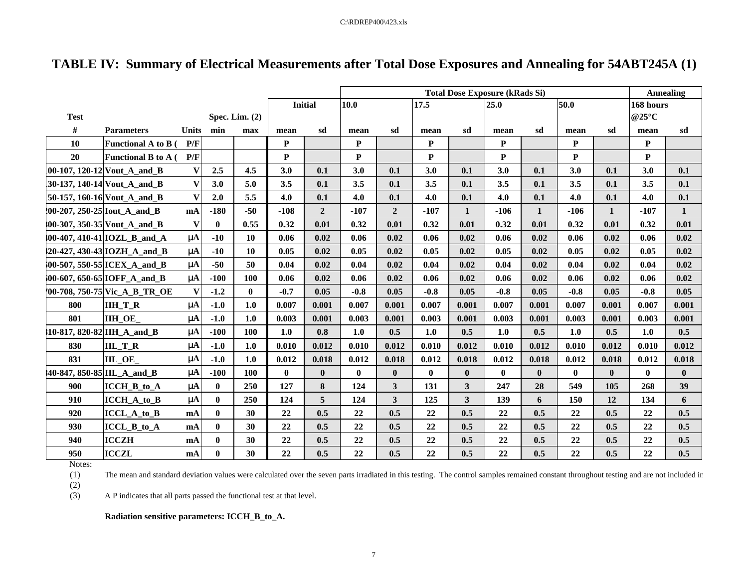# TABLE IV: Summary of Electrical Measurements after Total Dose Exposures and Annealing for 54ABT245A (1)

| Test # | Parameters | Units | Spec. Lim. (2) min | Spec. Lim. (2) max | Initial mean | Initial sd | Total Dose Exposure (kRads Si) 10.0 mean | 10.0 sd | 17.5 mean | 17.5 sd | 25.0 mean | 25.0 sd | 50.0 mean | 50.0 sd | Annealing 168 hours @25°C mean | Annealing sd |
|---|---|---|---|---|---|---|---|---|---|---|---|---|---|---|---|---|
| 10 | Functional A to B ( | P/F | | | P | | P | | P | | P | | P | | P | |
| 20 | Functional B to A ( | P/F | | | P | | P | | P | | P | | P | | P | |
| 100-107, 120-12 | Vout_A_and_B | V | 2.5 | 4.5 | 3.0 | 0.1 | 3.0 | 0.1 | 3.0 | 0.1 | 3.0 | 0.1 | 3.0 | 0.1 | 3.0 | 0.1 |
| 130-137, 140-14 | Vout_A_and_B | V | 3.0 | 5.0 | 3.5 | 0.1 | 3.5 | 0.1 | 3.5 | 0.1 | 3.5 | 0.1 | 3.5 | 0.1 | 3.5 | 0.1 |
| 150-157, 160-16 | Vout_A_and_B | V | 2.0 | 5.5 | 4.0 | 0.1 | 4.0 | 0.1 | 4.0 | 0.1 | 4.0 | 0.1 | 4.0 | 0.1 | 4.0 | 0.1 |
| 200-207, 250-25 | Iout_A_and_B | mA | -180 | -50 | -108 | 2 | -107 | 2 | -107 | 1 | -106 | 1 | -106 | 1 | -107 | 1 |
| 300-307, 350-35 | Vout_A_and_B | V | 0 | 0.55 | 0.32 | 0.01 | 0.32 | 0.01 | 0.32 | 0.01 | 0.32 | 0.01 | 0.32 | 0.01 | 0.32 | 0.01 |
| 400-407, 410-41 | IOZL_B_and_A | μA | -10 | 10 | 0.06 | 0.02 | 0.06 | 0.02 | 0.06 | 0.02 | 0.06 | 0.02 | 0.06 | 0.02 | 0.06 | 0.02 |
| 420-427, 430-43 | IOZH_A_and_B | μA | -10 | 10 | 0.05 | 0.02 | 0.05 | 0.02 | 0.05 | 0.02 | 0.05 | 0.02 | 0.05 | 0.02 | 0.05 | 0.02 |
| 500-507, 550-55 | ICEX_A_and_B | μA | -50 | 50 | 0.04 | 0.02 | 0.04 | 0.02 | 0.04 | 0.02 | 0.04 | 0.02 | 0.04 | 0.02 | 0.04 | 0.02 |
| 600-607, 650-65 | IOFF_A_and_B | μA | -100 | 100 | 0.06 | 0.02 | 0.06 | 0.02 | 0.06 | 0.02 | 0.06 | 0.02 | 0.06 | 0.02 | 0.06 | 0.02 |
| 700-708, 750-75 | Vic_A_B_TR_OE | V | -1.2 | 0 | -0.7 | 0.05 | -0.8 | 0.05 | -0.8 | 0.05 | -0.8 | 0.05 | -0.8 | 0.05 | -0.8 | 0.05 |
| 800 | IIH_T_R | μA | -1.0 | 1.0 | 0.007 | 0.001 | 0.007 | 0.001 | 0.007 | 0.001 | 0.007 | 0.001 | 0.007 | 0.001 | 0.007 | 0.001 |
| 801 | IIH_OE_ | μA | -1.0 | 1.0 | 0.003 | 0.001 | 0.003 | 0.001 | 0.003 | 0.001 | 0.003 | 0.001 | 0.003 | 0.001 | 0.003 | 0.001 |
| 810-817, 820-82 | IIH_A_and_B | μA | -100 | 100 | 1.0 | 0.8 | 1.0 | 0.5 | 1.0 | 0.5 | 1.0 | 0.5 | 1.0 | 0.5 | 1.0 | 0.5 |
| 830 | IIL_T_R | μA | -1.0 | 1.0 | 0.010 | 0.012 | 0.010 | 0.012 | 0.010 | 0.012 | 0.010 | 0.012 | 0.010 | 0.012 | 0.010 | 0.012 |
| 831 | IIL_OE_ | μA | -1.0 | 1.0 | 0.012 | 0.018 | 0.012 | 0.018 | 0.012 | 0.018 | 0.012 | 0.018 | 0.012 | 0.018 | 0.012 | 0.018 |
| 840-847, 850-85 | IIL_A_and_B | μA | -100 | 100 | 0 | 0 | 0 | 0 | 0 | 0 | 0 | 0 | 0 | 0 | 0 | 0 |
| 900 | ICCH_B_to_A | μA | 0 | 250 | 127 | 8 | 124 | 3 | 131 | 3 | 247 | 28 | 549 | 105 | 268 | 39 |
| 910 | ICCH_A_to_B | μA | 0 | 250 | 124 | 5 | 124 | 3 | 125 | 3 | 139 | 6 | 150 | 12 | 134 | 6 |
| 920 | ICCL_A_to_B | mA | 0 | 30 | 22 | 0.5 | 22 | 0.5 | 22 | 0.5 | 22 | 0.5 | 22 | 0.5 | 22 | 0.5 |
| 930 | ICCL_B_to_A | mA | 0 | 30 | 22 | 0.5 | 22 | 0.5 | 22 | 0.5 | 22 | 0.5 | 22 | 0.5 | 22 | 0.5 |
| 940 | ICCZH | mA | 0 | 30 | 22 | 0.5 | 22 | 0.5 | 22 | 0.5 | 22 | 0.5 | 22 | 0.5 | 22 | 0.5 |
| 950 | ICCZL | mA | 0 | 30 | 22 | 0.5 | 22 | 0.5 | 22 | 0.5 | 22 | 0.5 | 22 | 0.5 | 22 | 0.5 |

Notes:

(1) The mean and standard deviation values were calculated over the seven parts irradiated in this testing. The control samples remained constant throughout testing and are not included ir

(2)

(3) A P indicates that all parts passed the functional test at that level.

**Radiation sensitive parameters: ICCH_B_to_A.**